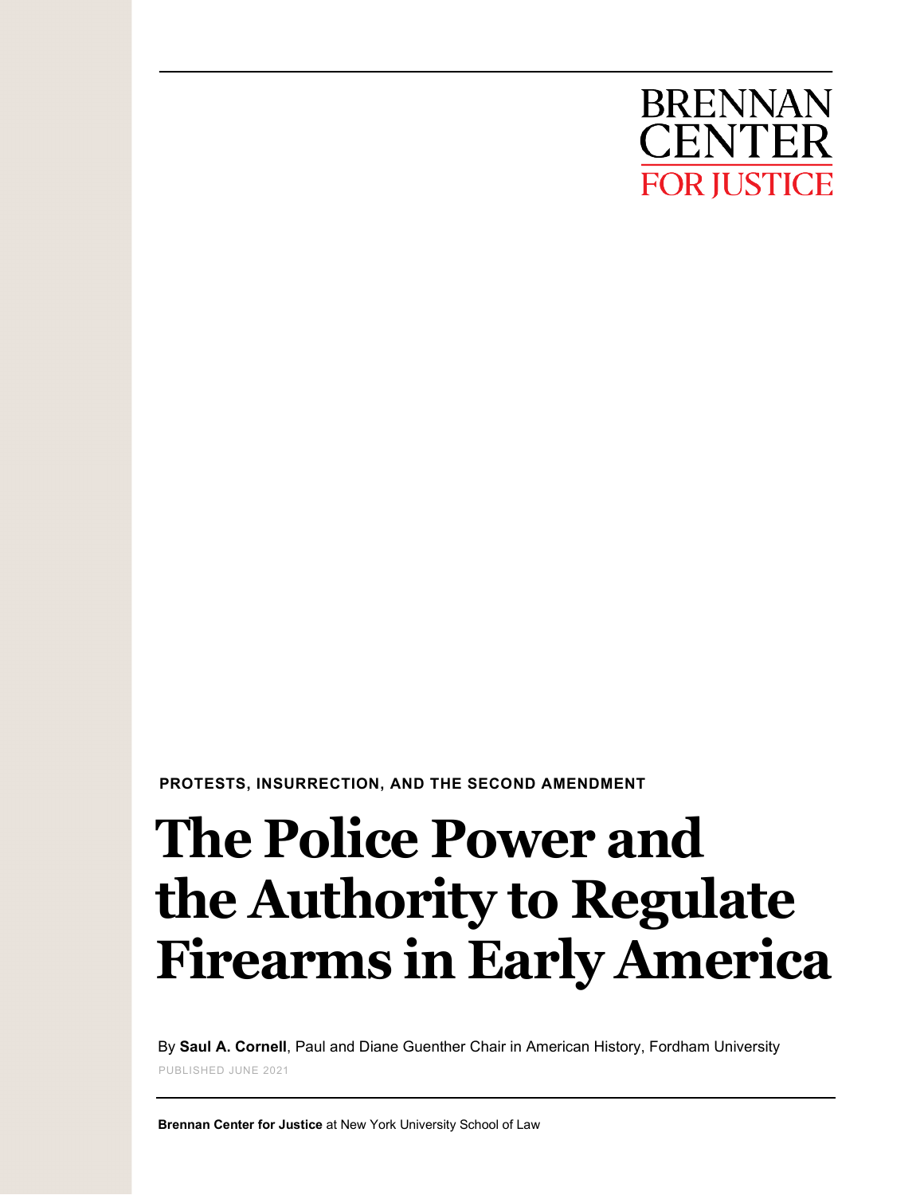BRENNAN CENTER FOR JUSTICE

**PROTESTS, INSURRECTION, AND THE SECOND AMENDMENT**

# The Police Power and the Authority to Regulate Firearms in Early America

By **Saul A. Cornell**, Paul and Diane Guenther Chair in American History, Fordham University

PUBLISHED JUNE 2021

**Brennan Center for Justice** at New York University School of Law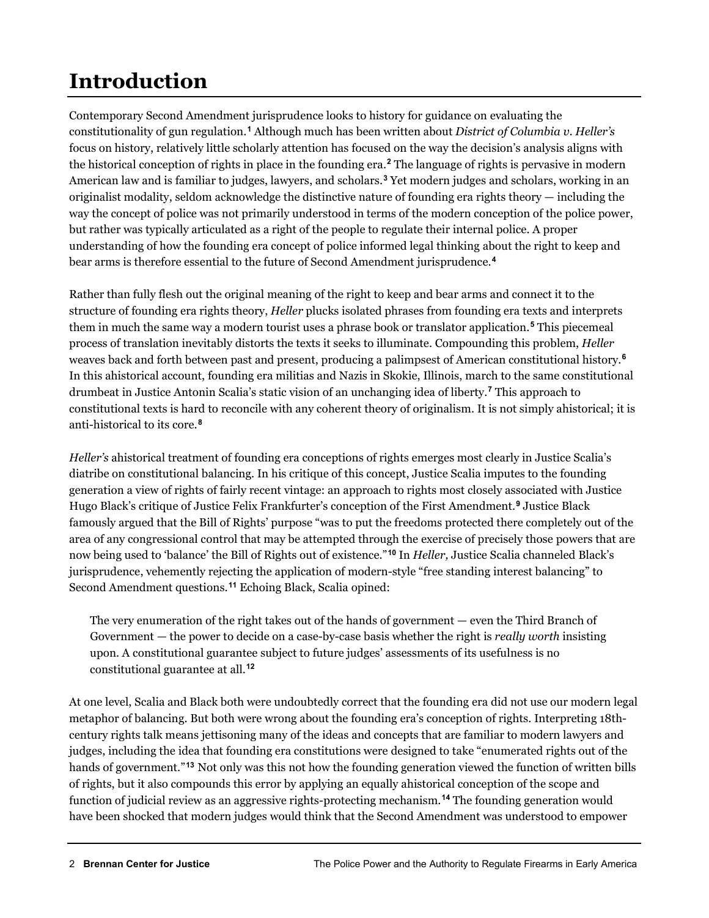# Introduction

Contemporary Second Amendment jurisprudence looks to history for guidance on evaluating the constitutionality of gun regulation.[1] Although much has been written about *District of Columbia v. Heller's* focus on history, relatively little scholarly attention has focused on the way the decision's analysis aligns with the historical conception of rights in place in the founding era.[2] The language of rights is pervasive in modern American law and is familiar to judges, lawyers, and scholars.[3] Yet modern judges and scholars, working in an originalist modality, seldom acknowledge the distinctive nature of founding era rights theory — including the way the concept of police was not primarily understood in terms of the modern conception of the police power, but rather was typically articulated as a right of the people to regulate their internal police. A proper understanding of how the founding era concept of police informed legal thinking about the right to keep and bear arms is therefore essential to the future of Second Amendment jurisprudence.[4]

Rather than fully flesh out the original meaning of the right to keep and bear arms and connect it to the structure of founding era rights theory, *Heller* plucks isolated phrases from founding era texts and interprets them in much the same way a modern tourist uses a phrase book or translator application.[5] This piecemeal process of translation inevitably distorts the texts it seeks to illuminate. Compounding this problem, *Heller* weaves back and forth between past and present, producing a palimpsest of American constitutional history.[6] In this ahistorical account, founding era militias and Nazis in Skokie, Illinois, march to the same constitutional drumbeat in Justice Antonin Scalia's static vision of an unchanging idea of liberty.[7] This approach to constitutional texts is hard to reconcile with any coherent theory of originalism. It is not simply ahistorical; it is anti-historical to its core.[8]

*Heller's* ahistorical treatment of founding era conceptions of rights emerges most clearly in Justice Scalia's diatribe on constitutional balancing. In his critique of this concept, Justice Scalia imputes to the founding generation a view of rights of fairly recent vintage: an approach to rights most closely associated with Justice Hugo Black's critique of Justice Felix Frankfurter's conception of the First Amendment.[9] Justice Black famously argued that the Bill of Rights' purpose "was to put the freedoms protected there completely out of the area of any congressional control that may be attempted through the exercise of precisely those powers that are now being used to 'balance' the Bill of Rights out of existence."[10] In *Heller,* Justice Scalia channeled Black's jurisprudence, vehemently rejecting the application of modern-style "free standing interest balancing" to Second Amendment questions.[11] Echoing Black, Scalia opined:

> The very enumeration of the right takes out of the hands of government — even the Third Branch of Government — the power to decide on a case-by-case basis whether the right is *really worth* insisting upon. A constitutional guarantee subject to future judges' assessments of its usefulness is no constitutional guarantee at all.[12]

At one level, Scalia and Black both were undoubtedly correct that the founding era did not use our modern legal metaphor of balancing. But both were wrong about the founding era's conception of rights. Interpreting 18th-century rights talk means jettisoning many of the ideas and concepts that are familiar to modern lawyers and judges, including the idea that founding era constitutions were designed to take "enumerated rights out of the hands of government."[13] Not only was this not how the founding generation viewed the function of written bills of rights, but it also compounds this error by applying an equally ahistorical conception of the scope and function of judicial review as an aggressive rights-protecting mechanism.[14] The founding generation would have been shocked that modern judges would think that the Second Amendment was understood to empower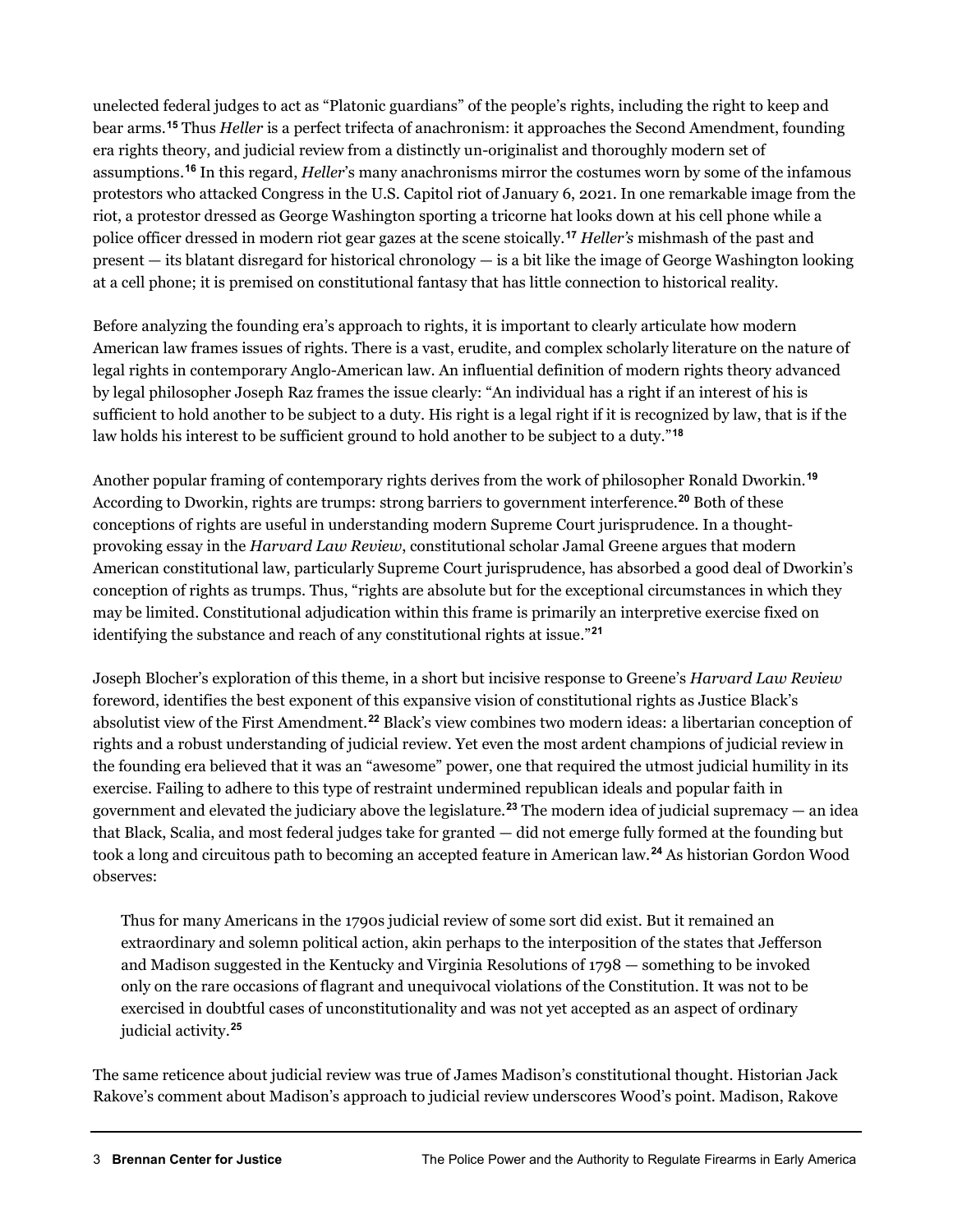unelected federal judges to act as "Platonic guardians" of the people's rights, including the right to keep and bear arms.[15] Thus *Heller* is a perfect trifecta of anachronism: it approaches the Second Amendment, founding era rights theory, and judicial review from a distinctly un-originalist and thoroughly modern set of assumptions.[16] In this regard, *Heller*'s many anachronisms mirror the costumes worn by some of the infamous protestors who attacked Congress in the U.S. Capitol riot of January 6, 2021. In one remarkable image from the riot, a protestor dressed as George Washington sporting a tricorne hat looks down at his cell phone while a police officer dressed in modern riot gear gazes at the scene stoically.[17] *Heller's* mishmash of the past and present — its blatant disregard for historical chronology — is a bit like the image of George Washington looking at a cell phone; it is premised on constitutional fantasy that has little connection to historical reality.

Before analyzing the founding era's approach to rights, it is important to clearly articulate how modern American law frames issues of rights. There is a vast, erudite, and complex scholarly literature on the nature of legal rights in contemporary Anglo-American law. An influential definition of modern rights theory advanced by legal philosopher Joseph Raz frames the issue clearly: "An individual has a right if an interest of his is sufficient to hold another to be subject to a duty. His right is a legal right if it is recognized by law, that is if the law holds his interest to be sufficient ground to hold another to be subject to a duty."[18]

Another popular framing of contemporary rights derives from the work of philosopher Ronald Dworkin.[19] According to Dworkin, rights are trumps: strong barriers to government interference.[20] Both of these conceptions of rights are useful in understanding modern Supreme Court jurisprudence. In a thought-provoking essay in the *Harvard Law Review*, constitutional scholar Jamal Greene argues that modern American constitutional law, particularly Supreme Court jurisprudence, has absorbed a good deal of Dworkin's conception of rights as trumps. Thus, "rights are absolute but for the exceptional circumstances in which they may be limited. Constitutional adjudication within this frame is primarily an interpretive exercise fixed on identifying the substance and reach of any constitutional rights at issue."[21]

Joseph Blocher's exploration of this theme, in a short but incisive response to Greene's *Harvard Law Review* foreword, identifies the best exponent of this expansive vision of constitutional rights as Justice Black's absolutist view of the First Amendment.[22] Black's view combines two modern ideas: a libertarian conception of rights and a robust understanding of judicial review. Yet even the most ardent champions of judicial review in the founding era believed that it was an "awesome" power, one that required the utmost judicial humility in its exercise. Failing to adhere to this type of restraint undermined republican ideals and popular faith in government and elevated the judiciary above the legislature.[23] The modern idea of judicial supremacy — an idea that Black, Scalia, and most federal judges take for granted — did not emerge fully formed at the founding but took a long and circuitous path to becoming an accepted feature in American law.[24] As historian Gordon Wood observes:

> Thus for many Americans in the 1790s judicial review of some sort did exist. But it remained an extraordinary and solemn political action, akin perhaps to the interposition of the states that Jefferson and Madison suggested in the Kentucky and Virginia Resolutions of 1798 — something to be invoked only on the rare occasions of flagrant and unequivocal violations of the Constitution. It was not to be exercised in doubtful cases of unconstitutionality and was not yet accepted as an aspect of ordinary judicial activity.[25]

The same reticence about judicial review was true of James Madison's constitutional thought. Historian Jack Rakove's comment about Madison's approach to judicial review underscores Wood's point. Madison, Rakove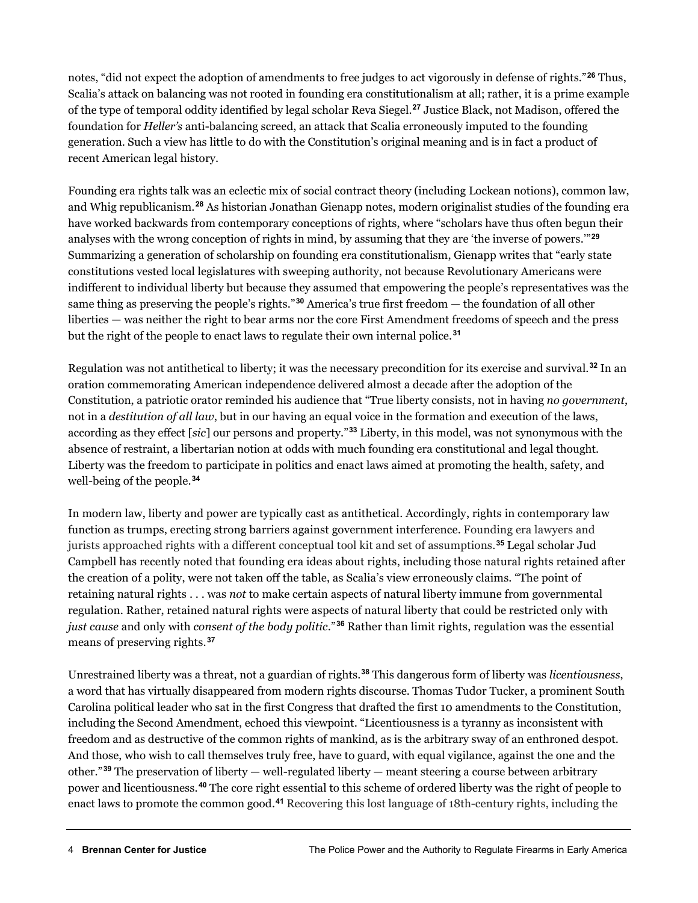notes, "did not expect the adoption of amendments to free judges to act vigorously in defense of rights."[26] Thus, Scalia's attack on balancing was not rooted in founding era constitutionalism at all; rather, it is a prime example of the type of temporal oddity identified by legal scholar Reva Siegel.[27] Justice Black, not Madison, offered the foundation for *Heller's* anti-balancing screed, an attack that Scalia erroneously imputed to the founding generation. Such a view has little to do with the Constitution's original meaning and is in fact a product of recent American legal history.

Founding era rights talk was an eclectic mix of social contract theory (including Lockean notions), common law, and Whig republicanism.[28] As historian Jonathan Gienapp notes, modern originalist studies of the founding era have worked backwards from contemporary conceptions of rights, where "scholars have thus often begun their analyses with the wrong conception of rights in mind, by assuming that they are 'the inverse of powers.'"[29] Summarizing a generation of scholarship on founding era constitutionalism, Gienapp writes that "early state constitutions vested local legislatures with sweeping authority, not because Revolutionary Americans were indifferent to individual liberty but because they assumed that empowering the people's representatives was the same thing as preserving the people's rights."[30] America's true first freedom — the foundation of all other liberties — was neither the right to bear arms nor the core First Amendment freedoms of speech and the press but the right of the people to enact laws to regulate their own internal police.[31]

Regulation was not antithetical to liberty; it was the necessary precondition for its exercise and survival.[32] In an oration commemorating American independence delivered almost a decade after the adoption of the Constitution, a patriotic orator reminded his audience that "True liberty consists, not in having *no government*, not in a *destitution of all law*, but in our having an equal voice in the formation and execution of the laws, according as they effect [*sic*] our persons and property."[33] Liberty, in this model, was not synonymous with the absence of restraint, a libertarian notion at odds with much founding era constitutional and legal thought. Liberty was the freedom to participate in politics and enact laws aimed at promoting the health, safety, and well-being of the people.[34]

In modern law, liberty and power are typically cast as antithetical. Accordingly, rights in contemporary law function as trumps, erecting strong barriers against government interference. Founding era lawyers and jurists approached rights with a different conceptual tool kit and set of assumptions.[35] Legal scholar Jud Campbell has recently noted that founding era ideas about rights, including those natural rights retained after the creation of a polity, were not taken off the table, as Scalia's view erroneously claims. "The point of retaining natural rights . . . was *not* to make certain aspects of natural liberty immune from governmental regulation. Rather, retained natural rights were aspects of natural liberty that could be restricted only with *just cause* and only with *consent of the body politic*."[36] Rather than limit rights, regulation was the essential means of preserving rights.[37]

Unrestrained liberty was a threat, not a guardian of rights.[38] This dangerous form of liberty was *licentiousness*, a word that has virtually disappeared from modern rights discourse. Thomas Tudor Tucker, a prominent South Carolina political leader who sat in the first Congress that drafted the first 10 amendments to the Constitution, including the Second Amendment, echoed this viewpoint. "Licentiousness is a tyranny as inconsistent with freedom and as destructive of the common rights of mankind, as is the arbitrary sway of an enthroned despot. And those, who wish to call themselves truly free, have to guard, with equal vigilance, against the one and the other."[39] The preservation of liberty — well-regulated liberty — meant steering a course between arbitrary power and licentiousness.[40] The core right essential to this scheme of ordered liberty was the right of people to enact laws to promote the common good.[41] Recovering this lost language of 18th-century rights, including the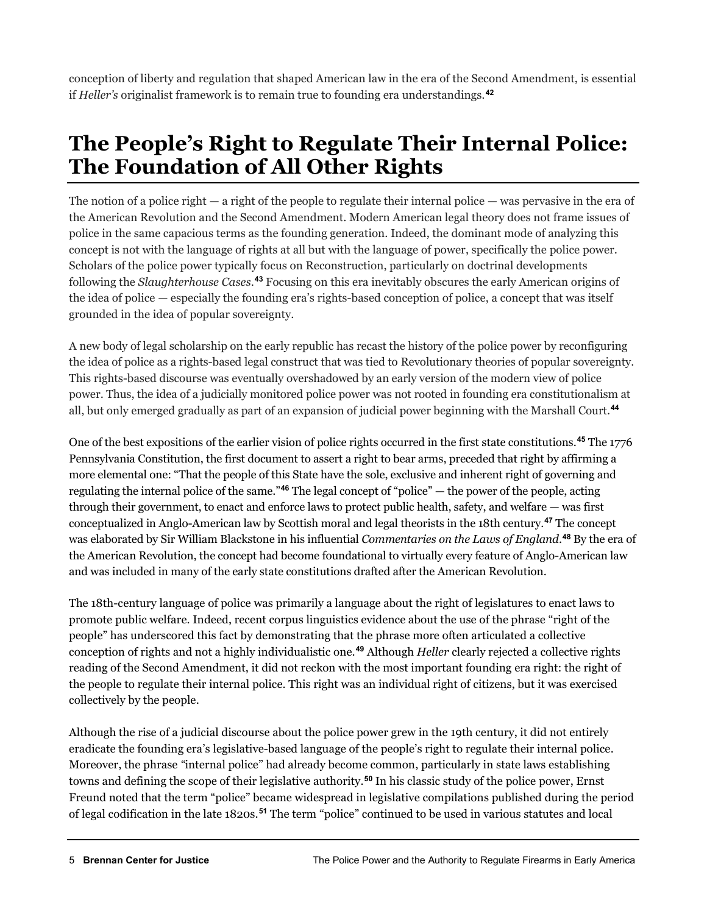conception of liberty and regulation that shaped American law in the era of the Second Amendment, is essential if *Heller's* originalist framework is to remain true to founding era understandings.[42]

# The People's Right to Regulate Their Internal Police: The Foundation of All Other Rights

The notion of a police right — a right of the people to regulate their internal police — was pervasive in the era of the American Revolution and the Second Amendment. Modern American legal theory does not frame issues of police in the same capacious terms as the founding generation. Indeed, the dominant mode of analyzing this concept is not with the language of rights at all but with the language of power, specifically the police power. Scholars of the police power typically focus on Reconstruction, particularly on doctrinal developments following the *Slaughterhouse Cases*.[43] Focusing on this era inevitably obscures the early American origins of the idea of police — especially the founding era's rights-based conception of police, a concept that was itself grounded in the idea of popular sovereignty.

A new body of legal scholarship on the early republic has recast the history of the police power by reconfiguring the idea of police as a rights-based legal construct that was tied to Revolutionary theories of popular sovereignty. This rights-based discourse was eventually overshadowed by an early version of the modern view of police power. Thus, the idea of a judicially monitored police power was not rooted in founding era constitutionalism at all, but only emerged gradually as part of an expansion of judicial power beginning with the Marshall Court.[44]

One of the best expositions of the earlier vision of police rights occurred in the first state constitutions.[45] The 1776 Pennsylvania Constitution, the first document to assert a right to bear arms, preceded that right by affirming a more elemental one: "That the people of this State have the sole, exclusive and inherent right of governing and regulating the internal police of the same."[46] The legal concept of "police" — the power of the people, acting through their government, to enact and enforce laws to protect public health, safety, and welfare — was first conceptualized in Anglo-American law by Scottish moral and legal theorists in the 18th century.[47] The concept was elaborated by Sir William Blackstone in his influential *Commentaries on the Laws of England*.[48] By the era of the American Revolution, the concept had become foundational to virtually every feature of Anglo-American law and was included in many of the early state constitutions drafted after the American Revolution.

The 18th-century language of police was primarily a language about the right of legislatures to enact laws to promote public welfare. Indeed, recent corpus linguistics evidence about the use of the phrase "right of the people" has underscored this fact by demonstrating that the phrase more often articulated a collective conception of rights and not a highly individualistic one.[49] Although *Heller* clearly rejected a collective rights reading of the Second Amendment, it did not reckon with the most important founding era right: the right of the people to regulate their internal police. This right was an individual right of citizens, but it was exercised collectively by the people.

Although the rise of a judicial discourse about the police power grew in the 19th century, it did not entirely eradicate the founding era's legislative-based language of the people's right to regulate their internal police. Moreover, the phrase "internal police" had already become common, particularly in state laws establishing towns and defining the scope of their legislative authority.[50] In his classic study of the police power, Ernst Freund noted that the term "police" became widespread in legislative compilations published during the period of legal codification in the late 1820s.[51] The term "police" continued to be used in various statutes and local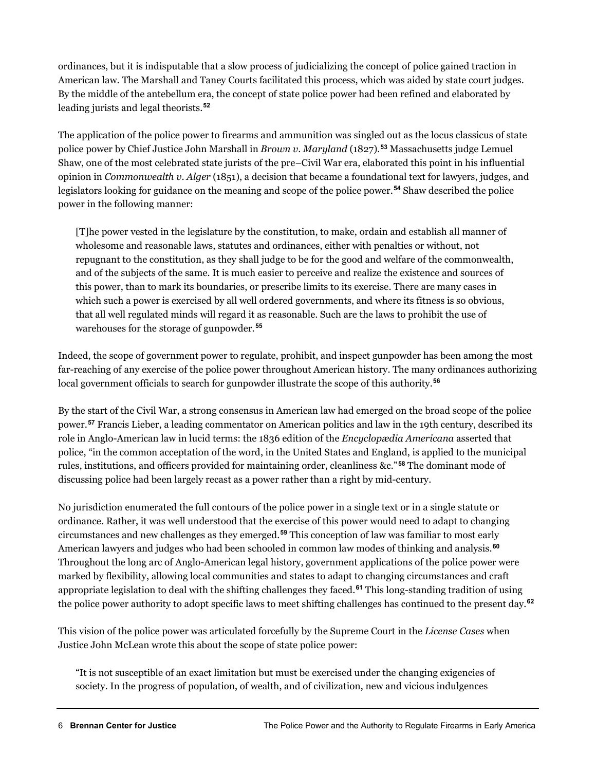ordinances, but it is indisputable that a slow process of judicializing the concept of police gained traction in American law. The Marshall and Taney Courts facilitated this process, which was aided by state court judges. By the middle of the antebellum era, the concept of state police power had been refined and elaborated by leading jurists and legal theorists.[52]

The application of the police power to firearms and ammunition was singled out as the locus classicus of state police power by Chief Justice John Marshall in *Brown v. Maryland* (1827).[53] Massachusetts judge Lemuel Shaw, one of the most celebrated state jurists of the pre–Civil War era, elaborated this point in his influential opinion in *Commonwealth v. Alger* (1851), a decision that became a foundational text for lawyers, judges, and legislators looking for guidance on the meaning and scope of the police power.[54] Shaw described the police power in the following manner:

> [T]he power vested in the legislature by the constitution, to make, ordain and establish all manner of wholesome and reasonable laws, statutes and ordinances, either with penalties or without, not repugnant to the constitution, as they shall judge to be for the good and welfare of the commonwealth, and of the subjects of the same. It is much easier to perceive and realize the existence and sources of this power, than to mark its boundaries, or prescribe limits to its exercise. There are many cases in which such a power is exercised by all well ordered governments, and where its fitness is so obvious, that all well regulated minds will regard it as reasonable. Such are the laws to prohibit the use of warehouses for the storage of gunpowder.[55]

Indeed, the scope of government power to regulate, prohibit, and inspect gunpowder has been among the most far-reaching of any exercise of the police power throughout American history. The many ordinances authorizing local government officials to search for gunpowder illustrate the scope of this authority.[56]

By the start of the Civil War, a strong consensus in American law had emerged on the broad scope of the police power.[57] Francis Lieber, a leading commentator on American politics and law in the 19th century, described its role in Anglo-American law in lucid terms: the 1836 edition of the *Encyclopædia Americana* asserted that police, "in the common acceptation of the word, in the United States and England, is applied to the municipal rules, institutions, and officers provided for maintaining order, cleanliness &c."[58] The dominant mode of discussing police had been largely recast as a power rather than a right by mid-century.

No jurisdiction enumerated the full contours of the police power in a single text or in a single statute or ordinance. Rather, it was well understood that the exercise of this power would need to adapt to changing circumstances and new challenges as they emerged.[59] This conception of law was familiar to most early American lawyers and judges who had been schooled in common law modes of thinking and analysis.[60] Throughout the long arc of Anglo-American legal history, government applications of the police power were marked by flexibility, allowing local communities and states to adapt to changing circumstances and craft appropriate legislation to deal with the shifting challenges they faced.[61] This long-standing tradition of using the police power authority to adopt specific laws to meet shifting challenges has continued to the present day.[62]

This vision of the police power was articulated forcefully by the Supreme Court in the *License Cases* when Justice John McLean wrote this about the scope of state police power:

> "It is not susceptible of an exact limitation but must be exercised under the changing exigencies of society. In the progress of population, of wealth, and of civilization, new and vicious indulgences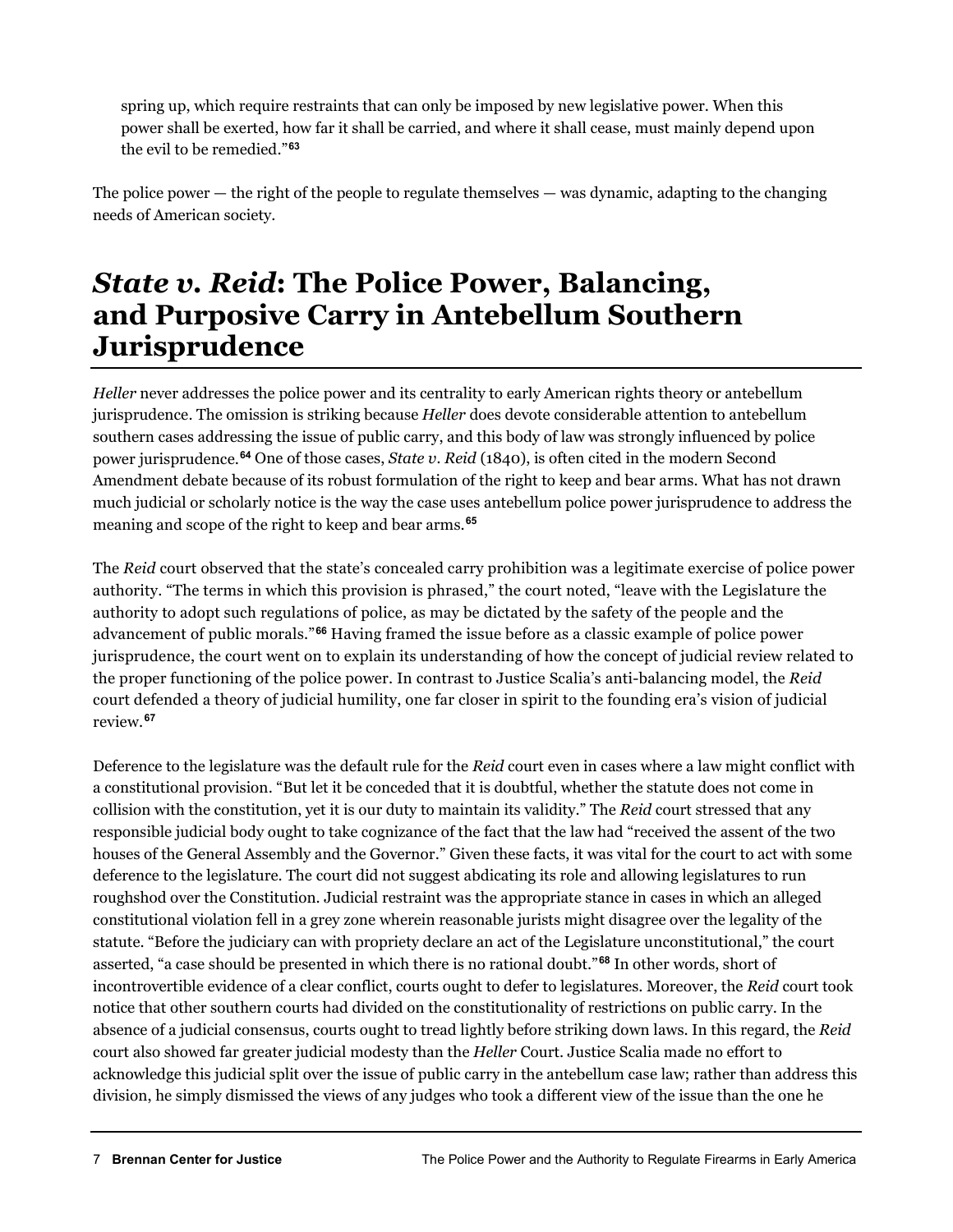spring up, which require restraints that can only be imposed by new legislative power. When this power shall be exerted, how far it shall be carried, and where it shall cease, must mainly depend upon the evil to be remedied."[63]

The police power — the right of the people to regulate themselves — was dynamic, adapting to the changing needs of American society.

## *State v. Reid*: The Police Power, Balancing, and Purposive Carry in Antebellum Southern Jurisprudence

*Heller* never addresses the police power and its centrality to early American rights theory or antebellum jurisprudence. The omission is striking because *Heller* does devote considerable attention to antebellum southern cases addressing the issue of public carry, and this body of law was strongly influenced by police power jurisprudence.[64] One of those cases, *State v. Reid* (1840), is often cited in the modern Second Amendment debate because of its robust formulation of the right to keep and bear arms. What has not drawn much judicial or scholarly notice is the way the case uses antebellum police power jurisprudence to address the meaning and scope of the right to keep and bear arms.[65]

The *Reid* court observed that the state's concealed carry prohibition was a legitimate exercise of police power authority. "The terms in which this provision is phrased," the court noted, "leave with the Legislature the authority to adopt such regulations of police, as may be dictated by the safety of the people and the advancement of public morals."[66] Having framed the issue before as a classic example of police power jurisprudence, the court went on to explain its understanding of how the concept of judicial review related to the proper functioning of the police power. In contrast to Justice Scalia's anti-balancing model, the *Reid* court defended a theory of judicial humility, one far closer in spirit to the founding era's vision of judicial review.[67]

Deference to the legislature was the default rule for the *Reid* court even in cases where a law might conflict with a constitutional provision. "But let it be conceded that it is doubtful, whether the statute does not come in collision with the constitution, yet it is our duty to maintain its validity." The *Reid* court stressed that any responsible judicial body ought to take cognizance of the fact that the law had "received the assent of the two houses of the General Assembly and the Governor." Given these facts, it was vital for the court to act with some deference to the legislature. The court did not suggest abdicating its role and allowing legislatures to run roughshod over the Constitution. Judicial restraint was the appropriate stance in cases in which an alleged constitutional violation fell in a grey zone wherein reasonable jurists might disagree over the legality of the statute. "Before the judiciary can with propriety declare an act of the Legislature unconstitutional," the court asserted, "a case should be presented in which there is no rational doubt."[68] In other words, short of incontrovertible evidence of a clear conflict, courts ought to defer to legislatures. Moreover, the *Reid* court took notice that other southern courts had divided on the constitutionality of restrictions on public carry. In the absence of a judicial consensus, courts ought to tread lightly before striking down laws. In this regard, the *Reid* court also showed far greater judicial modesty than the *Heller* Court. Justice Scalia made no effort to acknowledge this judicial split over the issue of public carry in the antebellum case law; rather than address this division, he simply dismissed the views of any judges who took a different view of the issue than the one he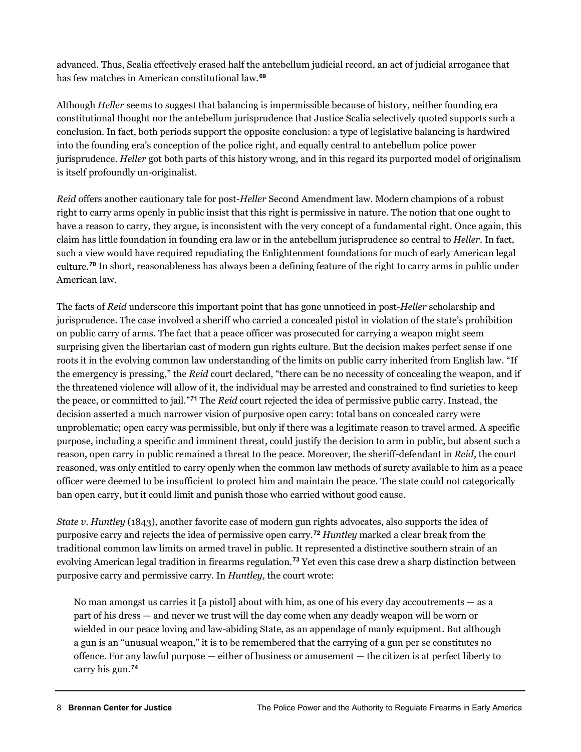advanced. Thus, Scalia effectively erased half the antebellum judicial record, an act of judicial arrogance that has few matches in American constitutional law.[69]

Although *Heller* seems to suggest that balancing is impermissible because of history, neither founding era constitutional thought nor the antebellum jurisprudence that Justice Scalia selectively quoted supports such a conclusion. In fact, both periods support the opposite conclusion: a type of legislative balancing is hardwired into the founding era's conception of the police right, and equally central to antebellum police power jurisprudence. *Heller* got both parts of this history wrong, and in this regard its purported model of originalism is itself profoundly un-originalist.

*Reid* offers another cautionary tale for post-*Heller* Second Amendment law. Modern champions of a robust right to carry arms openly in public insist that this right is permissive in nature. The notion that one ought to have a reason to carry, they argue, is inconsistent with the very concept of a fundamental right. Once again, this claim has little foundation in founding era law or in the antebellum jurisprudence so central to *Heller*. In fact, such a view would have required repudiating the Enlightenment foundations for much of early American legal culture.[70] In short, reasonableness has always been a defining feature of the right to carry arms in public under American law.

The facts of *Reid* underscore this important point that has gone unnoticed in post-*Heller* scholarship and jurisprudence. The case involved a sheriff who carried a concealed pistol in violation of the state's prohibition on public carry of arms. The fact that a peace officer was prosecuted for carrying a weapon might seem surprising given the libertarian cast of modern gun rights culture. But the decision makes perfect sense if one roots it in the evolving common law understanding of the limits on public carry inherited from English law. "If the emergency is pressing," the *Reid* court declared, "there can be no necessity of concealing the weapon, and if the threatened violence will allow of it, the individual may be arrested and constrained to find surieties to keep the peace, or committed to jail."[71] The *Reid* court rejected the idea of permissive public carry. Instead, the decision asserted a much narrower vision of purposive open carry: total bans on concealed carry were unproblematic; open carry was permissible, but only if there was a legitimate reason to travel armed. A specific purpose, including a specific and imminent threat, could justify the decision to arm in public, but absent such a reason, open carry in public remained a threat to the peace. Moreover, the sheriff-defendant in *Reid*, the court reasoned, was only entitled to carry openly when the common law methods of surety available to him as a peace officer were deemed to be insufficient to protect him and maintain the peace. The state could not categorically ban open carry, but it could limit and punish those who carried without good cause.

*State v. Huntley* (1843), another favorite case of modern gun rights advocates, also supports the idea of purposive carry and rejects the idea of permissive open carry.[72] *Huntley* marked a clear break from the traditional common law limits on armed travel in public. It represented a distinctive southern strain of an evolving American legal tradition in firearms regulation.[73] Yet even this case drew a sharp distinction between purposive carry and permissive carry. In *Huntley,* the court wrote:

> No man amongst us carries it [a pistol] about with him, as one of his every day accoutrements — as a part of his dress — and never we trust will the day come when any deadly weapon will be worn or wielded in our peace loving and law-abiding State, as an appendage of manly equipment. But although a gun is an "unusual weapon," it is to be remembered that the carrying of a gun per se constitutes no offence. For any lawful purpose — either of business or amusement — the citizen is at perfect liberty to carry his gun.[74]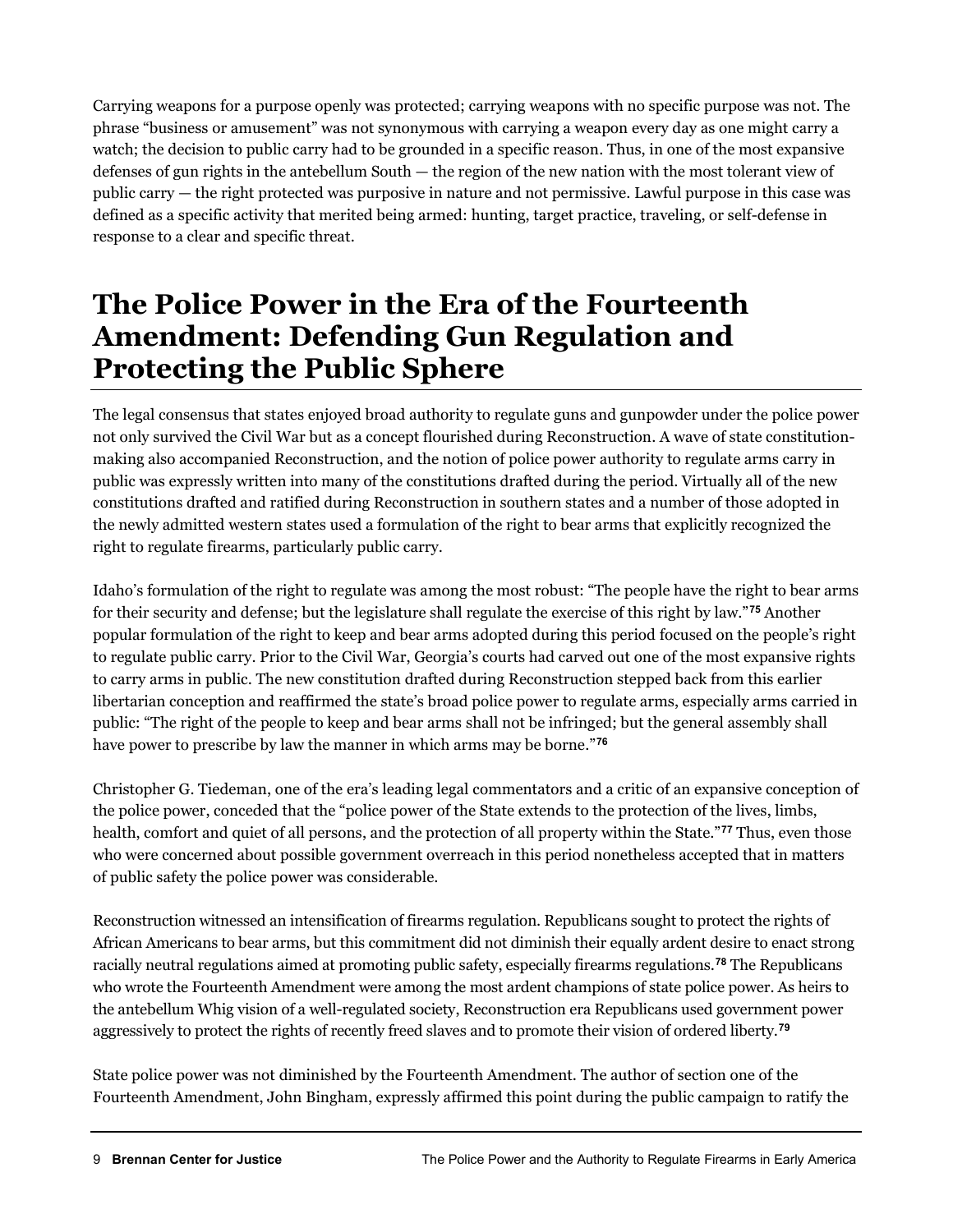Carrying weapons for a purpose openly was protected; carrying weapons with no specific purpose was not. The phrase "business or amusement" was not synonymous with carrying a weapon every day as one might carry a watch; the decision to public carry had to be grounded in a specific reason. Thus, in one of the most expansive defenses of gun rights in the antebellum South — the region of the new nation with the most tolerant view of public carry — the right protected was purposive in nature and not permissive. Lawful purpose in this case was defined as a specific activity that merited being armed: hunting, target practice, traveling, or self-defense in response to a clear and specific threat.

# The Police Power in the Era of the Fourteenth Amendment: Defending Gun Regulation and Protecting the Public Sphere

The legal consensus that states enjoyed broad authority to regulate guns and gunpowder under the police power not only survived the Civil War but as a concept flourished during Reconstruction. A wave of state constitution-making also accompanied Reconstruction, and the notion of police power authority to regulate arms carry in public was expressly written into many of the constitutions drafted during the period. Virtually all of the new constitutions drafted and ratified during Reconstruction in southern states and a number of those adopted in the newly admitted western states used a formulation of the right to bear arms that explicitly recognized the right to regulate firearms, particularly public carry.

Idaho's formulation of the right to regulate was among the most robust: "The people have the right to bear arms for their security and defense; but the legislature shall regulate the exercise of this right by law."[75] Another popular formulation of the right to keep and bear arms adopted during this period focused on the people's right to regulate public carry. Prior to the Civil War, Georgia's courts had carved out one of the most expansive rights to carry arms in public. The new constitution drafted during Reconstruction stepped back from this earlier libertarian conception and reaffirmed the state's broad police power to regulate arms, especially arms carried in public: "The right of the people to keep and bear arms shall not be infringed; but the general assembly shall have power to prescribe by law the manner in which arms may be borne."[76]

Christopher G. Tiedeman, one of the era's leading legal commentators and a critic of an expansive conception of the police power, conceded that the "police power of the State extends to the protection of the lives, limbs, health, comfort and quiet of all persons, and the protection of all property within the State."[77] Thus, even those who were concerned about possible government overreach in this period nonetheless accepted that in matters of public safety the police power was considerable.

Reconstruction witnessed an intensification of firearms regulation. Republicans sought to protect the rights of African Americans to bear arms, but this commitment did not diminish their equally ardent desire to enact strong racially neutral regulations aimed at promoting public safety, especially firearms regulations.[78] The Republicans who wrote the Fourteenth Amendment were among the most ardent champions of state police power. As heirs to the antebellum Whig vision of a well-regulated society, Reconstruction era Republicans used government power aggressively to protect the rights of recently freed slaves and to promote their vision of ordered liberty.[79]

State police power was not diminished by the Fourteenth Amendment. The author of section one of the Fourteenth Amendment, John Bingham, expressly affirmed this point during the public campaign to ratify the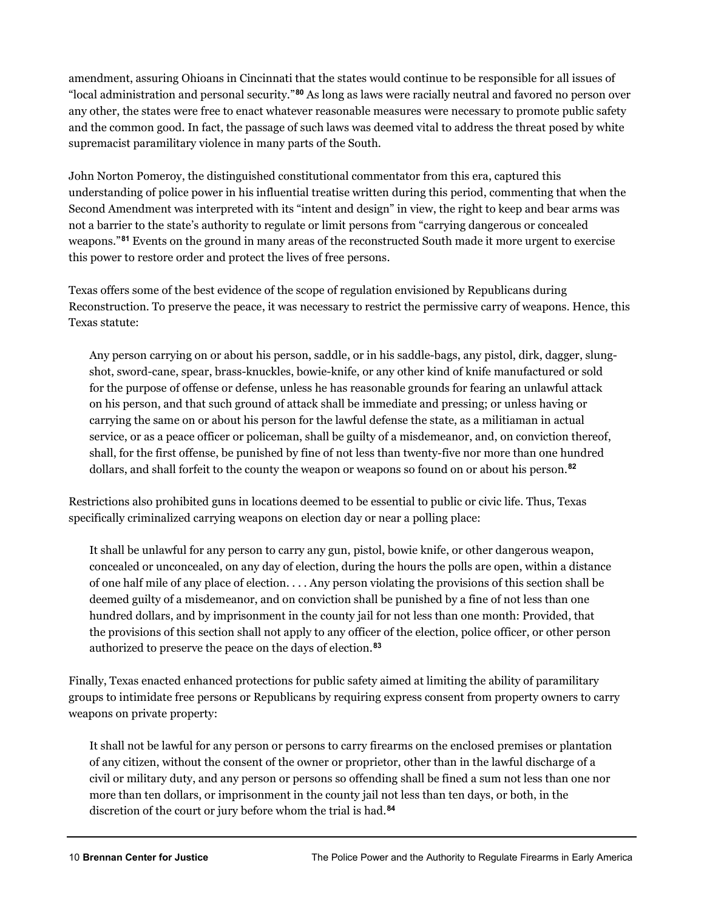amendment, assuring Ohioans in Cincinnati that the states would continue to be responsible for all issues of "local administration and personal security."[80] As long as laws were racially neutral and favored no person over any other, the states were free to enact whatever reasonable measures were necessary to promote public safety and the common good. In fact, the passage of such laws was deemed vital to address the threat posed by white supremacist paramilitary violence in many parts of the South.

John Norton Pomeroy, the distinguished constitutional commentator from this era, captured this understanding of police power in his influential treatise written during this period, commenting that when the Second Amendment was interpreted with its "intent and design" in view, the right to keep and bear arms was not a barrier to the state's authority to regulate or limit persons from "carrying dangerous or concealed weapons."[81] Events on the ground in many areas of the reconstructed South made it more urgent to exercise this power to restore order and protect the lives of free persons.

Texas offers some of the best evidence of the scope of regulation envisioned by Republicans during Reconstruction. To preserve the peace, it was necessary to restrict the permissive carry of weapons. Hence, this Texas statute:

> Any person carrying on or about his person, saddle, or in his saddle-bags, any pistol, dirk, dagger, slung-shot, sword-cane, spear, brass-knuckles, bowie-knife, or any other kind of knife manufactured or sold for the purpose of offense or defense, unless he has reasonable grounds for fearing an unlawful attack on his person, and that such ground of attack shall be immediate and pressing; or unless having or carrying the same on or about his person for the lawful defense the state, as a militiaman in actual service, or as a peace officer or policeman, shall be guilty of a misdemeanor, and, on conviction thereof, shall, for the first offense, be punished by fine of not less than twenty-five nor more than one hundred dollars, and shall forfeit to the county the weapon or weapons so found on or about his person.[82]

Restrictions also prohibited guns in locations deemed to be essential to public or civic life. Thus, Texas specifically criminalized carrying weapons on election day or near a polling place:

> It shall be unlawful for any person to carry any gun, pistol, bowie knife, or other dangerous weapon, concealed or unconcealed, on any day of election, during the hours the polls are open, within a distance of one half mile of any place of election. . . . Any person violating the provisions of this section shall be deemed guilty of a misdemeanor, and on conviction shall be punished by a fine of not less than one hundred dollars, and by imprisonment in the county jail for not less than one month: Provided, that the provisions of this section shall not apply to any officer of the election, police officer, or other person authorized to preserve the peace on the days of election.[83]

Finally, Texas enacted enhanced protections for public safety aimed at limiting the ability of paramilitary groups to intimidate free persons or Republicans by requiring express consent from property owners to carry weapons on private property:

> It shall not be lawful for any person or persons to carry firearms on the enclosed premises or plantation of any citizen, without the consent of the owner or proprietor, other than in the lawful discharge of a civil or military duty, and any person or persons so offending shall be fined a sum not less than one nor more than ten dollars, or imprisonment in the county jail not less than ten days, or both, in the discretion of the court or jury before whom the trial is had.[84]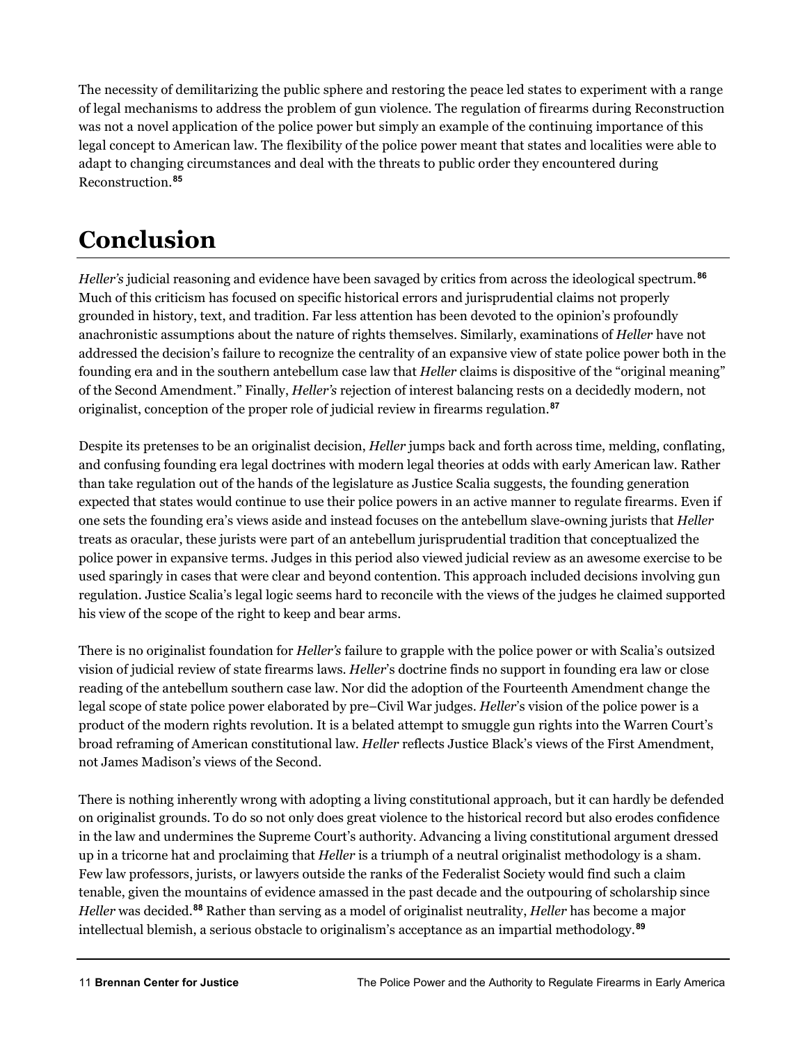The necessity of demilitarizing the public sphere and restoring the peace led states to experiment with a range of legal mechanisms to address the problem of gun violence. The regulation of firearms during Reconstruction was not a novel application of the police power but simply an example of the continuing importance of this legal concept to American law. The flexibility of the police power meant that states and localities were able to adapt to changing circumstances and deal with the threats to public order they encountered during Reconstruction.[85]

# Conclusion

*Heller's* judicial reasoning and evidence have been savaged by critics from across the ideological spectrum.[86] Much of this criticism has focused on specific historical errors and jurisprudential claims not properly grounded in history, text, and tradition. Far less attention has been devoted to the opinion's profoundly anachronistic assumptions about the nature of rights themselves. Similarly, examinations of *Heller* have not addressed the decision's failure to recognize the centrality of an expansive view of state police power both in the founding era and in the southern antebellum case law that *Heller* claims is dispositive of the "original meaning" of the Second Amendment." Finally, *Heller's* rejection of interest balancing rests on a decidedly modern, not originalist, conception of the proper role of judicial review in firearms regulation.[87]

Despite its pretenses to be an originalist decision, *Heller* jumps back and forth across time, melding, conflating, and confusing founding era legal doctrines with modern legal theories at odds with early American law. Rather than take regulation out of the hands of the legislature as Justice Scalia suggests, the founding generation expected that states would continue to use their police powers in an active manner to regulate firearms. Even if one sets the founding era's views aside and instead focuses on the antebellum slave-owning jurists that *Heller* treats as oracular, these jurists were part of an antebellum jurisprudential tradition that conceptualized the police power in expansive terms. Judges in this period also viewed judicial review as an awesome exercise to be used sparingly in cases that were clear and beyond contention. This approach included decisions involving gun regulation. Justice Scalia's legal logic seems hard to reconcile with the views of the judges he claimed supported his view of the scope of the right to keep and bear arms.

There is no originalist foundation for *Heller's* failure to grapple with the police power or with Scalia's outsized vision of judicial review of state firearms laws. *Heller*'s doctrine finds no support in founding era law or close reading of the antebellum southern case law. Nor did the adoption of the Fourteenth Amendment change the legal scope of state police power elaborated by pre–Civil War judges. *Heller*'s vision of the police power is a product of the modern rights revolution. It is a belated attempt to smuggle gun rights into the Warren Court's broad reframing of American constitutional law. *Heller* reflects Justice Black's views of the First Amendment, not James Madison's views of the Second.

There is nothing inherently wrong with adopting a living constitutional approach, but it can hardly be defended on originalist grounds. To do so not only does great violence to the historical record but also erodes confidence in the law and undermines the Supreme Court's authority. Advancing a living constitutional argument dressed up in a tricorne hat and proclaiming that *Heller* is a triumph of a neutral originalist methodology is a sham. Few law professors, jurists, or lawyers outside the ranks of the Federalist Society would find such a claim tenable, given the mountains of evidence amassed in the past decade and the outpouring of scholarship since *Heller* was decided.[88] Rather than serving as a model of originalist neutrality, *Heller* has become a major intellectual blemish, a serious obstacle to originalism's acceptance as an impartial methodology.[89]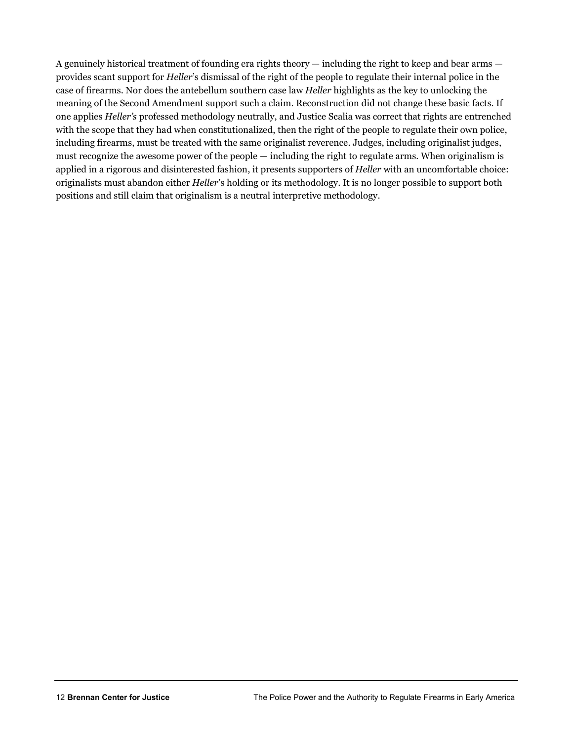A genuinely historical treatment of founding era rights theory — including the right to keep and bear arms — provides scant support for *Heller*'s dismissal of the right of the people to regulate their internal police in the case of firearms. Nor does the antebellum southern case law *Heller* highlights as the key to unlocking the meaning of the Second Amendment support such a claim. Reconstruction did not change these basic facts. If one applies *Heller's* professed methodology neutrally, and Justice Scalia was correct that rights are entrenched with the scope that they had when constitutionalized, then the right of the people to regulate their own police, including firearms, must be treated with the same originalist reverence. Judges, including originalist judges, must recognize the awesome power of the people — including the right to regulate arms. When originalism is applied in a rigorous and disinterested fashion, it presents supporters of *Heller* with an uncomfortable choice: originalists must abandon either *Heller*'s holding or its methodology. It is no longer possible to support both positions and still claim that originalism is a neutral interpretive methodology.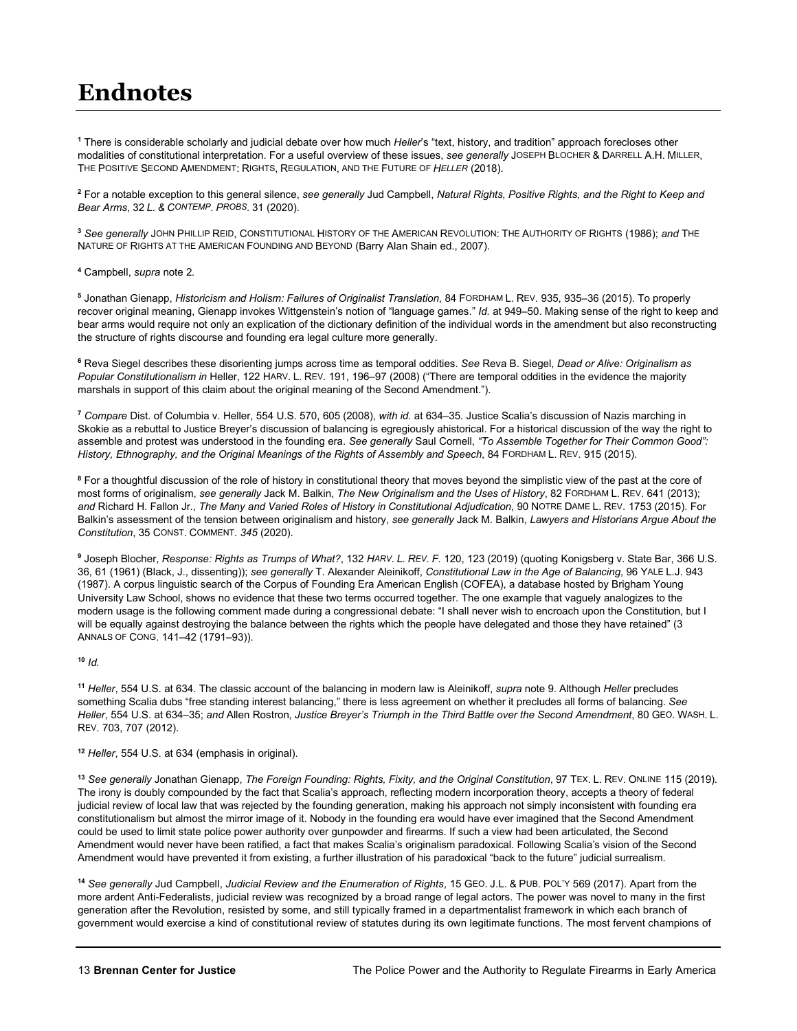# Endnotes

[1] There is considerable scholarly and judicial debate over how much *Heller*'s "text, history, and tradition" approach forecloses other modalities of constitutional interpretation. For a useful overview of these issues, *see generally* JOSEPH BLOCHER & DARRELL A.H. MILLER, THE POSITIVE SECOND AMENDMENT: RIGHTS, REGULATION, AND THE FUTURE OF *HELLER* (2018).

[2] For a notable exception to this general silence, *see generally* Jud Campbell, *Natural Rights, Positive Rights, and the Right to Keep and Bear Arms*, 32 *L. & CONTEMP. PROBS*. 31 (2020).

[3] *See generally* JOHN PHILLIP REID, CONSTITUTIONAL HISTORY OF THE AMERICAN REVOLUTION: THE AUTHORITY OF RIGHTS (1986); *and* THE NATURE OF RIGHTS AT THE AMERICAN FOUNDING AND BEYOND (Barry Alan Shain ed., 2007).

[4] Campbell, *supra* note 2.

[5] Jonathan Gienapp, *Historicism and Holism: Failures of Originalist Translation*, 84 FORDHAM L. REV. 935, 935–36 (2015). To properly recover original meaning, Gienapp invokes Wittgenstein's notion of "language games." *Id.* at 949–50. Making sense of the right to keep and bear arms would require not only an explication of the dictionary definition of the individual words in the amendment but also reconstructing the structure of rights discourse and founding era legal culture more generally.

[6] Reva Siegel describes these disorienting jumps across time as temporal oddities. *See* Reva B. Siegel, *Dead or Alive: Originalism as Popular Constitutionalism in* Heller, 122 HARV. L. REV. 191, 196–97 (2008) ("There are temporal oddities in the evidence the majority marshals in support of this claim about the original meaning of the Second Amendment.").

[7] *Compare* Dist. of Columbia v. Heller, 554 U.S. 570, 605 (2008), *with id.* at 634–35. Justice Scalia's discussion of Nazis marching in Skokie as a rebuttal to Justice Breyer's discussion of balancing is egregiously ahistorical. For a historical discussion of the way the right to assemble and protest was understood in the founding era. *See generally* Saul Cornell, *"To Assemble Together for Their Common Good": History, Ethnography, and the Original Meanings of the Rights of Assembly and Speech*, 84 FORDHAM L. REV. 915 (2015).

[8] For a thoughtful discussion of the role of history in constitutional theory that moves beyond the simplistic view of the past at the core of most forms of originalism, *see generally* Jack M. Balkin, *The New Originalism and the Uses of History*, 82 FORDHAM L. REV. 641 (2013); *and* Richard H. Fallon Jr., *The Many and Varied Roles of History in Constitutional Adjudication*, 90 NOTRE DAME L. REV. 1753 (2015). For Balkin's assessment of the tension between originalism and history, *see generally* Jack M. Balkin, *Lawyers and Historians Argue About the Constitution*, 35 CONST. COMMENT. *345* (2020).

[9] Joseph Blocher, *Response: Rights as Trumps of What?*, 132 *HARV. L. REV. F.* 120, 123 (2019) (quoting Konigsberg v. State Bar, 366 U.S. 36, 61 (1961) (Black, J., dissenting)); *see generally* T. Alexander Aleinikoff, *Constitutional Law in the Age of Balancing*, 96 YALE L.J. 943 (1987). A corpus linguistic search of the Corpus of Founding Era American English (COFEA), a database hosted by Brigham Young University Law School, shows no evidence that these two terms occurred together. The one example that vaguely analogizes to the modern usage is the following comment made during a congressional debate: "I shall never wish to encroach upon the Constitution, but I will be equally against destroying the balance between the rights which the people have delegated and those they have retained" (3 ANNALS OF CONG. 141–42 (1791–93)).

[10] *Id.*

[11] *Heller*, 554 U.S. at 634. The classic account of the balancing in modern law is Aleinikoff, *supra* note 9. Although *Heller* precludes something Scalia dubs "free standing interest balancing," there is less agreement on whether it precludes all forms of balancing. *See Heller*, 554 U.S. at 634–35; *and* Allen Rostron, *Justice Breyer's Triumph in the Third Battle over the Second Amendment*, 80 GEO. WASH. L. REV. 703, 707 (2012).

[12] *Heller*, 554 U.S. at 634 (emphasis in original).

[13] *See generally* Jonathan Gienapp, *The Foreign Founding: Rights, Fixity, and the Original Constitution*, 97 TEX. L. REV. ONLINE 115 (2019). The irony is doubly compounded by the fact that Scalia's approach, reflecting modern incorporation theory, accepts a theory of federal judicial review of local law that was rejected by the founding generation, making his approach not simply inconsistent with founding era constitutionalism but almost the mirror image of it. Nobody in the founding era would have ever imagined that the Second Amendment could be used to limit state police power authority over gunpowder and firearms. If such a view had been articulated, the Second Amendment would never have been ratified, a fact that makes Scalia's originalism paradoxical. Following Scalia's vision of the Second Amendment would have prevented it from existing, a further illustration of his paradoxical "back to the future" judicial surrealism.

[14] *See generally* Jud Campbell, *Judicial Review and the Enumeration of Rights*, 15 GEO. J.L. & PUB. POL'Y 569 (2017). Apart from the more ardent Anti-Federalists, judicial review was recognized by a broad range of legal actors. The power was novel to many in the first generation after the Revolution, resisted by some, and still typically framed in a departmentalist framework in which each branch of government would exercise a kind of constitutional review of statutes during its own legitimate functions. The most fervent champions of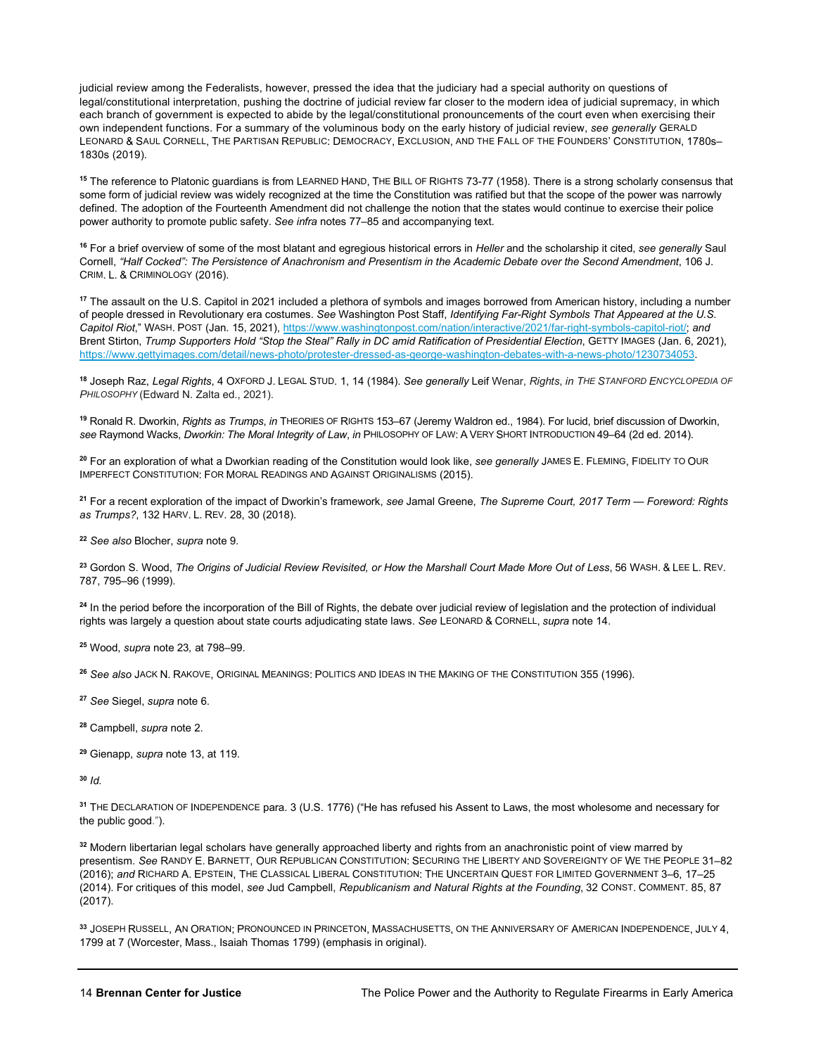judicial review among the Federalists, however, pressed the idea that the judiciary had a special authority on questions of legal/constitutional interpretation, pushing the doctrine of judicial review far closer to the modern idea of judicial supremacy, in which each branch of government is expected to abide by the legal/constitutional pronouncements of the court even when exercising their own independent functions. For a summary of the voluminous body on the early history of judicial review, *see generally* GERALD LEONARD & SAUL CORNELL, THE PARTISAN REPUBLIC: DEMOCRACY, EXCLUSION, AND THE FALL OF THE FOUNDERS' CONSTITUTION, 1780s–1830s (2019).

[15] The reference to Platonic guardians is from LEARNED HAND, THE BILL OF RIGHTS 73-77 (1958). There is a strong scholarly consensus that some form of judicial review was widely recognized at the time the Constitution was ratified but that the scope of the power was narrowly defined. The adoption of the Fourteenth Amendment did not challenge the notion that the states would continue to exercise their police power authority to promote public safety. *See infra* notes 77–85 and accompanying text.

[16] For a brief overview of some of the most blatant and egregious historical errors in *Heller* and the scholarship it cited, *see generally* Saul Cornell, *"Half Cocked": The Persistence of Anachronism and Presentism in the Academic Debate over the Second Amendment*, 106 J. CRIM. L. & CRIMINOLOGY (2016).

[17] The assault on the U.S. Capitol in 2021 included a plethora of symbols and images borrowed from American history, including a number of people dressed in Revolutionary era costumes. *See* Washington Post Staff, *Identifying Far-Right Symbols That Appeared at the U.S. Capitol Riot*," WASH. POST (Jan. 15, 2021), https://www.washingtonpost.com/nation/interactive/2021/far-right-symbols-capitol-riot/; *and* Brent Stirton, *Trump Supporters Hold "Stop the Steal" Rally in DC amid Ratification of Presidential Election*, GETTY IMAGES (Jan. 6, 2021), https://www.gettyimages.com/detail/news-photo/protester-dressed-as-george-washington-debates-with-a-news-photo/1230734053.

[18] Joseph Raz, *Legal Rights*, 4 OXFORD J. LEGAL STUD. 1, 14 (1984). *See generally* Leif Wenar, *Rights*, *in THE STANFORD ENCYCLOPEDIA OF PHILOSOPHY* (Edward N. Zalta ed., 2021).

[19] Ronald R. Dworkin, *Rights as Trumps*, *in* THEORIES OF RIGHTS 153–67 (Jeremy Waldron ed., 1984). For lucid, brief discussion of Dworkin, *see* Raymond Wacks, *Dworkin: The Moral Integrity of Law*, *in* PHILOSOPHY OF LAW: A VERY SHORT INTRODUCTION 49–64 (2d ed. 2014).

[20] For an exploration of what a Dworkian reading of the Constitution would look like, *see generally* JAMES E. FLEMING, FIDELITY TO OUR IMPERFECT CONSTITUTION: FOR MORAL READINGS AND AGAINST ORIGINALISMS (2015).

[21] For a recent exploration of the impact of Dworkin's framework, *see* Jamal Greene, *The Supreme Court, 2017 Term — Foreword: Rights as Trumps?*, 132 HARV. L. REV. 28, 30 (2018).

[22] *See also* Blocher, *supra* note 9.

[23] Gordon S. Wood, *The Origins of Judicial Review Revisited, or How the Marshall Court Made More Out of Less*, 56 WASH. & LEE L. REV. 787, 795–96 (1999).

[24] In the period before the incorporation of the Bill of Rights, the debate over judicial review of legislation and the protection of individual rights was largely a question about state courts adjudicating state laws. *See* LEONARD & CORNELL, *supra* note 14.

[25] Wood, *supra* note 23, at 798–99.

[26] *See also* JACK N. RAKOVE, ORIGINAL MEANINGS: POLITICS AND IDEAS IN THE MAKING OF THE CONSTITUTION 355 (1996).

[27] *See* Siegel, *supra* note 6.

[28] Campbell, *supra* note 2.

[29] Gienapp, *supra* note 13, at 119.

[30] *Id.*

[31] THE DECLARATION OF INDEPENDENCE para. 3 (U.S. 1776) ("He has refused his Assent to Laws, the most wholesome and necessary for the public good.").

[32] Modern libertarian legal scholars have generally approached liberty and rights from an anachronistic point of view marred by presentism. *See* RANDY E. BARNETT, OUR REPUBLICAN CONSTITUTION: SECURING THE LIBERTY AND SOVEREIGNTY OF WE THE PEOPLE 31–82 (2016); *and* RICHARD A. EPSTEIN, THE CLASSICAL LIBERAL CONSTITUTION: THE UNCERTAIN QUEST FOR LIMITED GOVERNMENT 3–6, 17–25 (2014). For critiques of this model, *see* Jud Campbell, *Republicanism and Natural Rights at the Founding*, 32 CONST. COMMENT. 85, 87 (2017).

[33] JOSEPH RUSSELL, AN ORATION; PRONOUNCED IN PRINCETON, MASSACHUSETTS, ON THE ANNIVERSARY OF AMERICAN INDEPENDENCE, JULY 4, 1799 at 7 (Worcester, Mass., Isaiah Thomas 1799) (emphasis in original).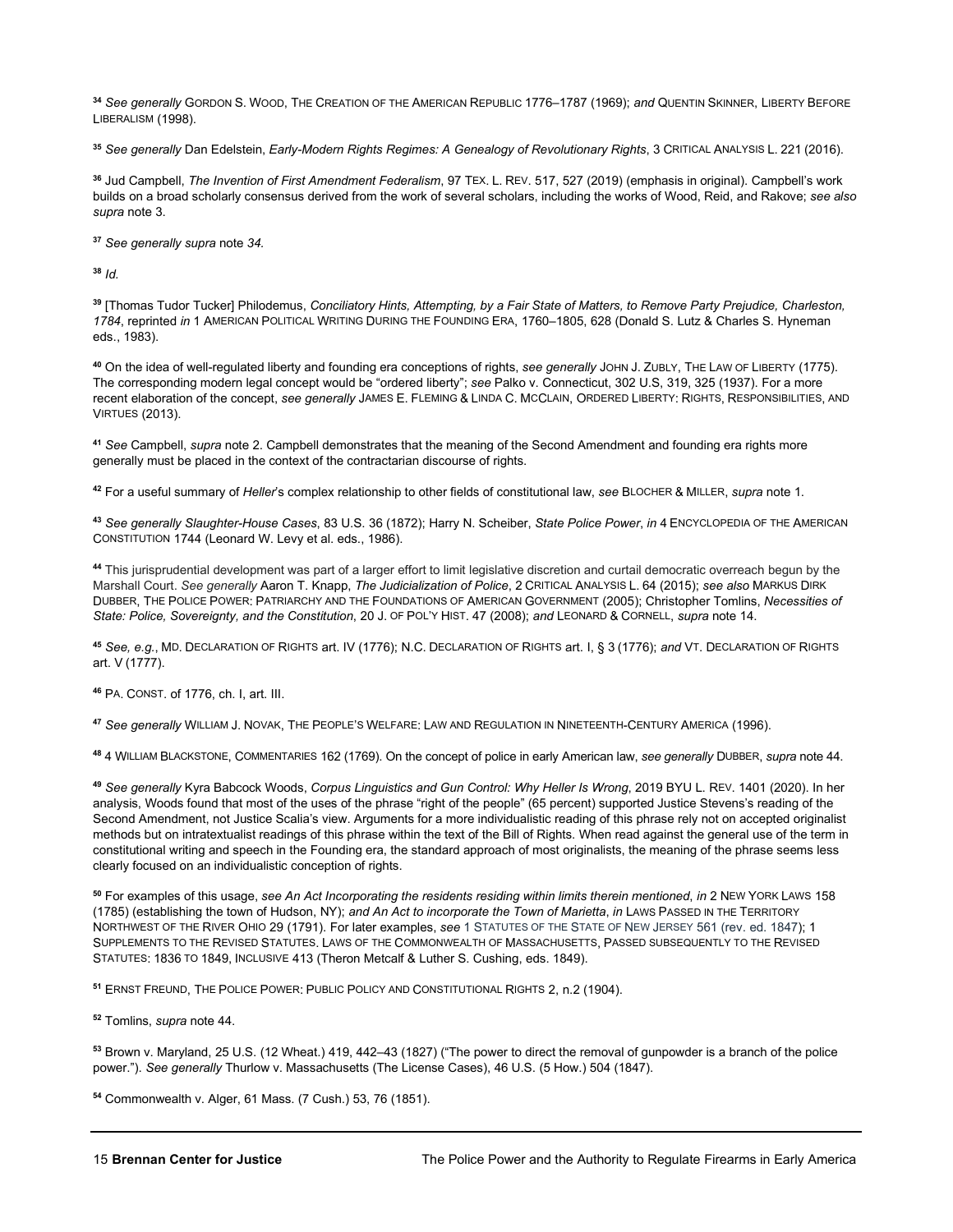[34] *See generally* GORDON S. WOOD, THE CREATION OF THE AMERICAN REPUBLIC 1776–1787 (1969); *and* QUENTIN SKINNER, LIBERTY BEFORE LIBERALISM (1998).

[35] *See generally* Dan Edelstein, *Early-Modern Rights Regimes: A Genealogy of Revolutionary Rights*, 3 CRITICAL ANALYSIS L. 221 (2016).

[36] Jud Campbell, *The Invention of First Amendment Federalism*, 97 TEX. L. REV. 517, 527 (2019) (emphasis in original). Campbell's work builds on a broad scholarly consensus derived from the work of several scholars, including the works of Wood, Reid, and Rakove; *see also supra* note 3.

[37] *See generally supra* note *34.*

[38] *Id.*

[39] [Thomas Tudor Tucker] Philodemus, *Conciliatory Hints, Attempting, by a Fair State of Matters, to Remove Party Prejudice, Charleston, 1784*, reprinted *in* 1 AMERICAN POLITICAL WRITING DURING THE FOUNDING ERA, 1760–1805, 628 (Donald S. Lutz & Charles S. Hyneman eds., 1983).

[40] On the idea of well-regulated liberty and founding era conceptions of rights, *see generally* JOHN J. ZUBLY, THE LAW OF LIBERTY (1775). The corresponding modern legal concept would be "ordered liberty"; *see* Palko v. Connecticut, 302 U.S, 319, 325 (1937). For a more recent elaboration of the concept, *see generally* JAMES E. FLEMING & LINDA C. MCCLAIN, ORDERED LIBERTY: RIGHTS, RESPONSIBILITIES, AND VIRTUES (2013).

[41] *See* Campbell, *supra* note 2. Campbell demonstrates that the meaning of the Second Amendment and founding era rights more generally must be placed in the context of the contractarian discourse of rights.

[42] For a useful summary of *Heller*'s complex relationship to other fields of constitutional law, *see* BLOCHER & MILLER, *supra* note 1.

[43] *See generally Slaughter-House Cases*, 83 U.S. 36 (1872); Harry N. Scheiber, *State Police Power*, *in* 4 ENCYCLOPEDIA OF THE AMERICAN CONSTITUTION 1744 (Leonard W. Levy et al. eds., 1986).

[44] This jurisprudential development was part of a larger effort to limit legislative discretion and curtail democratic overreach begun by the Marshall Court. *See generally* Aaron T. Knapp, *The Judicialization of Police*, 2 CRITICAL ANALYSIS L. 64 (2015); *see also* MARKUS DIRK DUBBER, THE POLICE POWER: PATRIARCHY AND THE FOUNDATIONS OF AMERICAN GOVERNMENT (2005); Christopher Tomlins, *Necessities of State: Police, Sovereignty, and the Constitution*, 20 J. OF POL'Y HIST. 47 (2008); *and* LEONARD & CORNELL, *supra* note 14.

[45] *See, e.g.*, MD. DECLARATION OF RIGHTS art. IV (1776); N.C. DECLARATION OF RIGHTS art. I, § 3 (1776); *and* VT. DECLARATION OF RIGHTS art. V (1777).

[46] PA. CONST. of 1776, ch. I, art. III.

[47] *See generally* WILLIAM J. NOVAK, THE PEOPLE'S WELFARE: LAW AND REGULATION IN NINETEENTH-CENTURY AMERICA (1996).

[48] 4 WILLIAM BLACKSTONE, COMMENTARIES 162 (1769). On the concept of police in early American law, *see generally* DUBBER, *supra* note 44.

[49] *See generally* Kyra Babcock Woods, *Corpus Linguistics and Gun Control: Why Heller Is Wrong*, 2019 BYU L. REV. 1401 (2020). In her analysis, Woods found that most of the uses of the phrase "right of the people" (65 percent) supported Justice Stevens's reading of the Second Amendment, not Justice Scalia's view. Arguments for a more individualistic reading of this phrase rely not on accepted originalist methods but on intratextualist readings of this phrase within the text of the Bill of Rights. When read against the general use of the term in constitutional writing and speech in the Founding era, the standard approach of most originalists, the meaning of the phrase seems less clearly focused on an individualistic conception of rights.

[50] For examples of this usage, *see An Act Incorporating the residents residing within limits therein mentioned*, *in* 2 NEW YORK LAWS 158 (1785) (establishing the town of Hudson, NY); *and An Act to incorporate the Town of Marietta*, *in* LAWS PASSED IN THE TERRITORY NORTHWEST OF THE RIVER OHIO 29 (1791). For later examples, *see* 1 STATUTES OF THE STATE OF NEW JERSEY 561 (rev. ed. 1847); 1 SUPPLEMENTS TO THE REVISED STATUTES. LAWS OF THE COMMONWEALTH OF MASSACHUSETTS, PASSED SUBSEQUENTLY TO THE REVISED STATUTES: 1836 TO 1849, INCLUSIVE 413 (Theron Metcalf & Luther S. Cushing, eds. 1849).

[51] ERNST FREUND, THE POLICE POWER: PUBLIC POLICY AND CONSTITUTIONAL RIGHTS 2, n.2 (1904).

[52] Tomlins, *supra* note 44.

[53] Brown v. Maryland, 25 U.S. (12 Wheat.) 419, 442–43 (1827) ("The power to direct the removal of gunpowder is a branch of the police power."). *See generally* Thurlow v. Massachusetts (The License Cases), 46 U.S. (5 How.) 504 (1847).

[54] Commonwealth v. Alger, 61 Mass. (7 Cush.) 53, 76 (1851).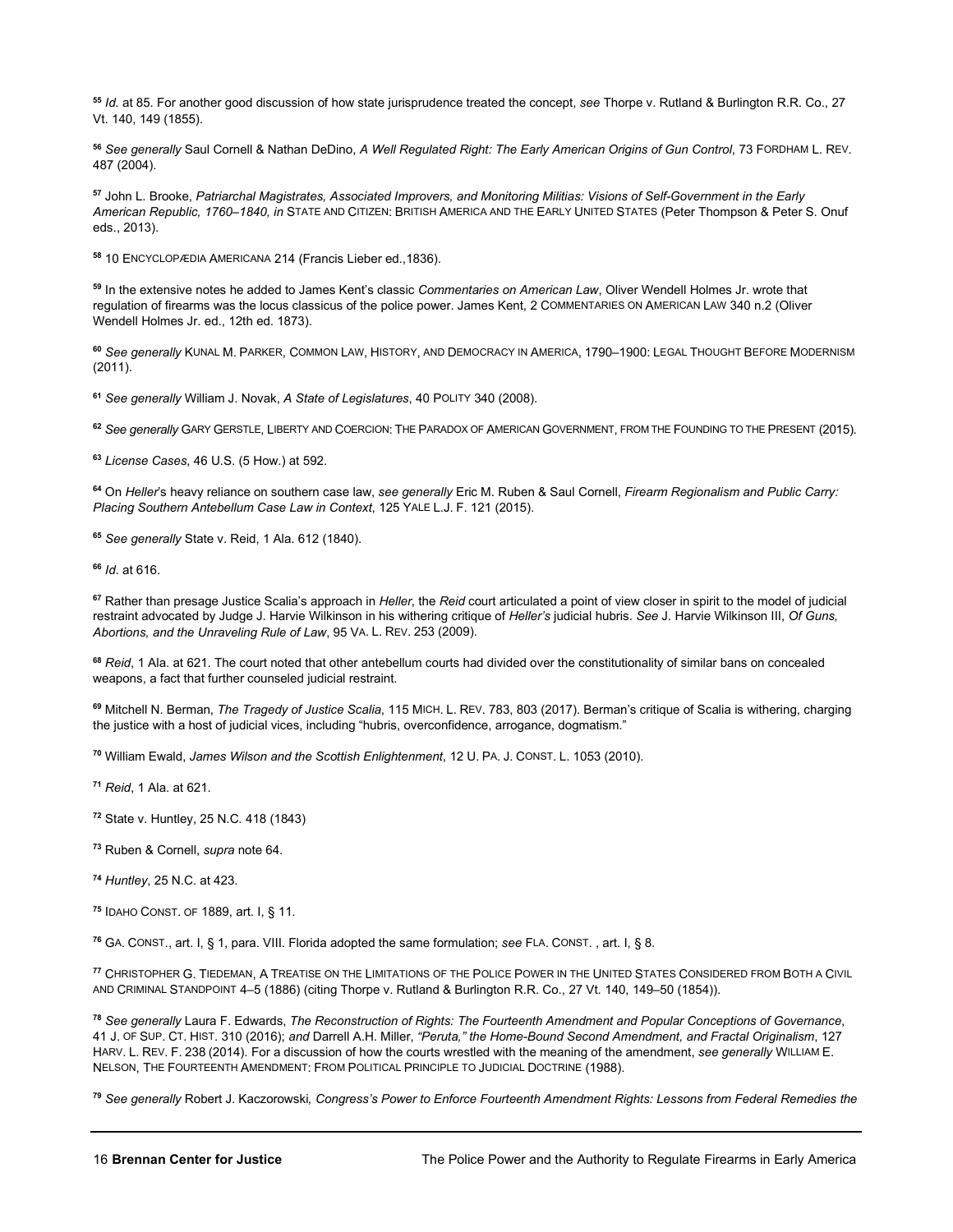[55] *Id.* at 85. For another good discussion of how state jurisprudence treated the concept, *see* Thorpe v. Rutland & Burlington R.R. Co., 27 Vt. 140, 149 (1855).

[56] *See generally* Saul Cornell & Nathan DeDino, *A Well Regulated Right: The Early American Origins of Gun Control*, 73 FORDHAM L. REV. 487 (2004).

[57] John L. Brooke, *Patriarchal Magistrates, Associated Improvers, and Monitoring Militias: Visions of Self-Government in the Early American Republic, 1760–1840, in* STATE AND CITIZEN: BRITISH AMERICA AND THE EARLY UNITED STATES (Peter Thompson & Peter S. Onuf eds., 2013).

[58] 10 ENCYCLOPÆDIA AMERICANA 214 (Francis Lieber ed.,1836).

[59] In the extensive notes he added to James Kent's classic *Commentaries on American Law*, Oliver Wendell Holmes Jr. wrote that regulation of firearms was the locus classicus of the police power. James Kent, 2 COMMENTARIES ON AMERICAN LAW 340 n.2 (Oliver Wendell Holmes Jr. ed., 12th ed. 1873).

[60] *See generally* KUNAL M. PARKER, COMMON LAW, HISTORY, AND DEMOCRACY IN AMERICA, 1790–1900: LEGAL THOUGHT BEFORE MODERNISM (2011).

[61] *See generally* William J. Novak, *A State of Legislatures*, 40 POLITY 340 (2008).

[62] *See generally* GARY GERSTLE, LIBERTY AND COERCION: THE PARADOX OF AMERICAN GOVERNMENT, FROM THE FOUNDING TO THE PRESENT (2015).

[63] *License Cases*, 46 U.S. (5 How.) at 592.

[64] On *Heller*'s heavy reliance on southern case law, *see generally* Eric M. Ruben & Saul Cornell, *Firearm Regionalism and Public Carry: Placing Southern Antebellum Case Law in Context*, 125 YALE L.J. F. 121 (2015).

[65] *See generally* State v. Reid, 1 Ala. 612 (1840).

[66] *Id*. at 616.

[67] Rather than presage Justice Scalia's approach in *Heller*, the *Reid* court articulated a point of view closer in spirit to the model of judicial restraint advocated by Judge J. Harvie Wilkinson in his withering critique of *Heller's* judicial hubris. *See* J. Harvie Wilkinson III, *Of Guns, Abortions, and the Unraveling Rule of Law*, 95 VA. L. REV. 253 (2009).

[68] *Reid*, 1 Ala. at 621. The court noted that other antebellum courts had divided over the constitutionality of similar bans on concealed weapons, a fact that further counseled judicial restraint.

[69] Mitchell N. Berman, *The Tragedy of Justice Scalia*, 115 MICH. L. REV. 783, 803 (2017). Berman's critique of Scalia is withering, charging the justice with a host of judicial vices, including "hubris, overconfidence, arrogance, dogmatism."

[70] William Ewald, *James Wilson and the Scottish Enlightenment*, 12 U. PA. J. CONST. L. 1053 (2010).

[71] *Reid*, 1 Ala. at 621.

[72] State v. Huntley, 25 N.C. 418 (1843)

[73] Ruben & Cornell, *supra* note 64.

[74] *Huntley*, 25 N.C. at 423.

[75] IDAHO CONST. OF 1889, art. I, § 11.

[76] GA. CONST., art. I, § 1, para. VIII. Florida adopted the same formulation; *see* FLA. CONST. , art. I, § 8.

[77] CHRISTOPHER G. TIEDEMAN, A TREATISE ON THE LIMITATIONS OF THE POLICE POWER IN THE UNITED STATES CONSIDERED FROM BOTH A CIVIL AND CRIMINAL STANDPOINT 4–5 (1886) (citing Thorpe v. Rutland & Burlington R.R. Co., 27 Vt. 140, 149–50 (1854)).

[78] *See generally* Laura F. Edwards, *The Reconstruction of Rights: The Fourteenth Amendment and Popular Conceptions of Governance*, 41 J. OF SUP. CT. HIST. 310 (2016); *and* Darrell A.H. Miller, *"Peruta," the Home-Bound Second Amendment, and Fractal Originalism*, 127 HARV. L. REV. F. 238 (2014). For a discussion of how the courts wrestled with the meaning of the amendment, *see generally* WILLIAM E. NELSON, THE FOURTEENTH AMENDMENT: FROM POLITICAL PRINCIPLE TO JUDICIAL DOCTRINE (1988).

[79] *See generally* Robert J. Kaczorowski*, Congress's Power to Enforce Fourteenth Amendment Rights: Lessons from Federal Remedies the*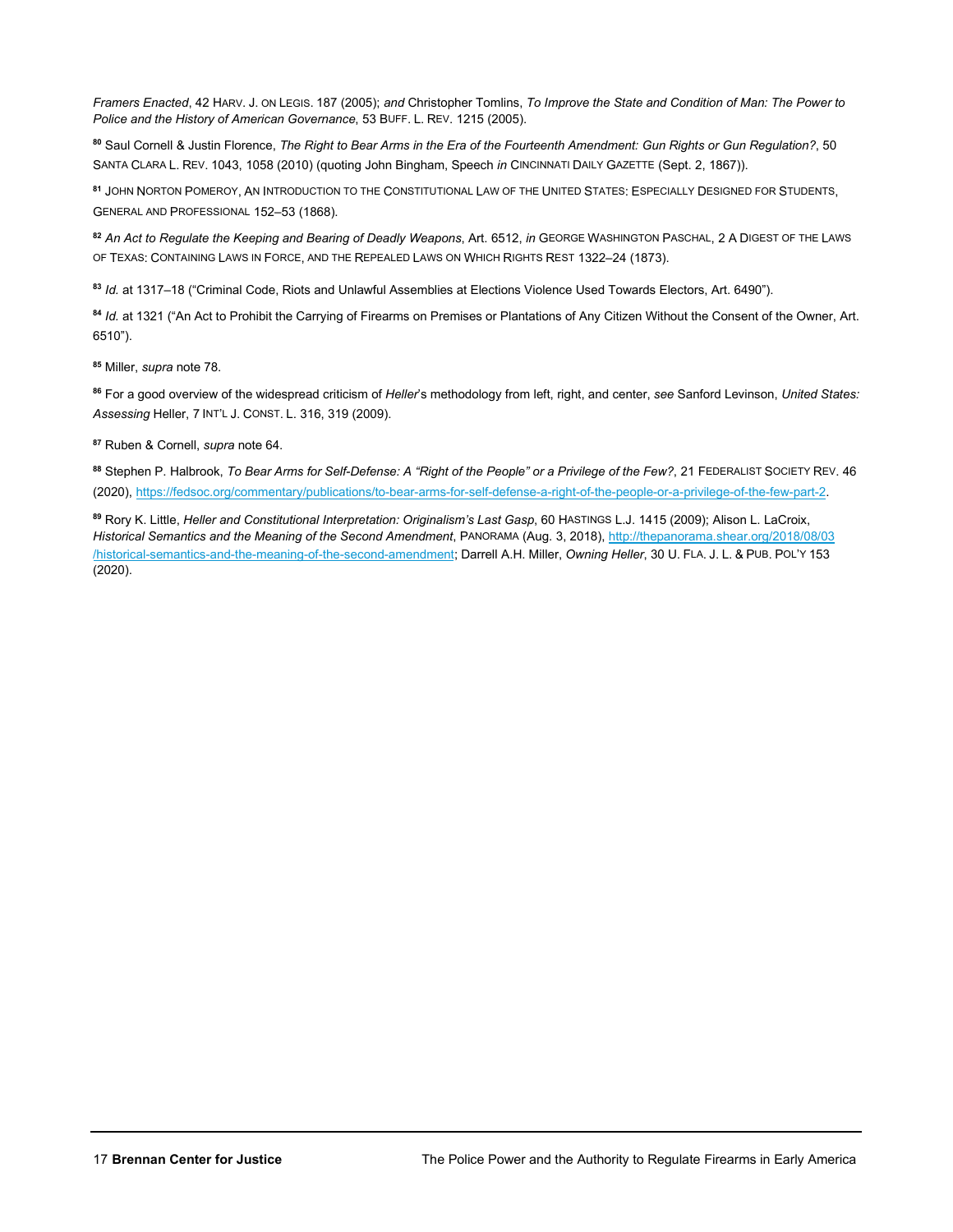*Framers Enacted*, 42 HARV. J. ON LEGIS. 187 (2005); *and* Christopher Tomlins, *To Improve the State and Condition of Man: The Power to Police and the History of American Governance*, 53 BUFF. L. REV. 1215 (2005).

[80] Saul Cornell & Justin Florence, *The Right to Bear Arms in the Era of the Fourteenth Amendment: Gun Rights or Gun Regulation?*, 50 SANTA CLARA L. REV. 1043, 1058 (2010) (quoting John Bingham, Speech *in* CINCINNATI DAILY GAZETTE (Sept. 2, 1867)).

[81] JOHN NORTON POMEROY, AN INTRODUCTION TO THE CONSTITUTIONAL LAW OF THE UNITED STATES: ESPECIALLY DESIGNED FOR STUDENTS, GENERAL AND PROFESSIONAL 152–53 (1868).

[82] *An Act to Regulate the Keeping and Bearing of Deadly Weapons*, Art. 6512, *in* GEORGE WASHINGTON PASCHAL, 2 A DIGEST OF THE LAWS OF TEXAS: CONTAINING LAWS IN FORCE, AND THE REPEALED LAWS ON WHICH RIGHTS REST 1322–24 (1873).

[83] *Id.* at 1317–18 ("Criminal Code, Riots and Unlawful Assemblies at Elections Violence Used Towards Electors, Art. 6490").

[84] *Id.* at 1321 ("An Act to Prohibit the Carrying of Firearms on Premises or Plantations of Any Citizen Without the Consent of the Owner, Art. 6510").

[85] Miller, *supra* note 78.

[86] For a good overview of the widespread criticism of *Heller*'s methodology from left, right, and center, *see* Sanford Levinson, *United States: Assessing* Heller, 7 INT'L J. CONST. L. 316, 319 (2009).

[87] Ruben & Cornell, *supra* note 64.

[88] Stephen P. Halbrook, *To Bear Arms for Self-Defense: A "Right of the People" or a Privilege of the Few?*, 21 FEDERALIST SOCIETY REV. 46 (2020), https://fedsoc.org/commentary/publications/to-bear-arms-for-self-defense-a-right-of-the-people-or-a-privilege-of-the-few-part-2.

[89] Rory K. Little, *Heller and Constitutional Interpretation: Originalism's Last Gasp*, 60 HASTINGS L.J. 1415 (2009); Alison L. LaCroix, *Historical Semantics and the Meaning of the Second Amendment*, PANORAMA (Aug. 3, 2018), http://thepanorama.shear.org/2018/08/03/historical-semantics-and-the-meaning-of-the-second-amendment; Darrell A.H. Miller, *Owning Heller*, 30 U. FLA. J. L. & PUB. POL'Y 153 (2020).